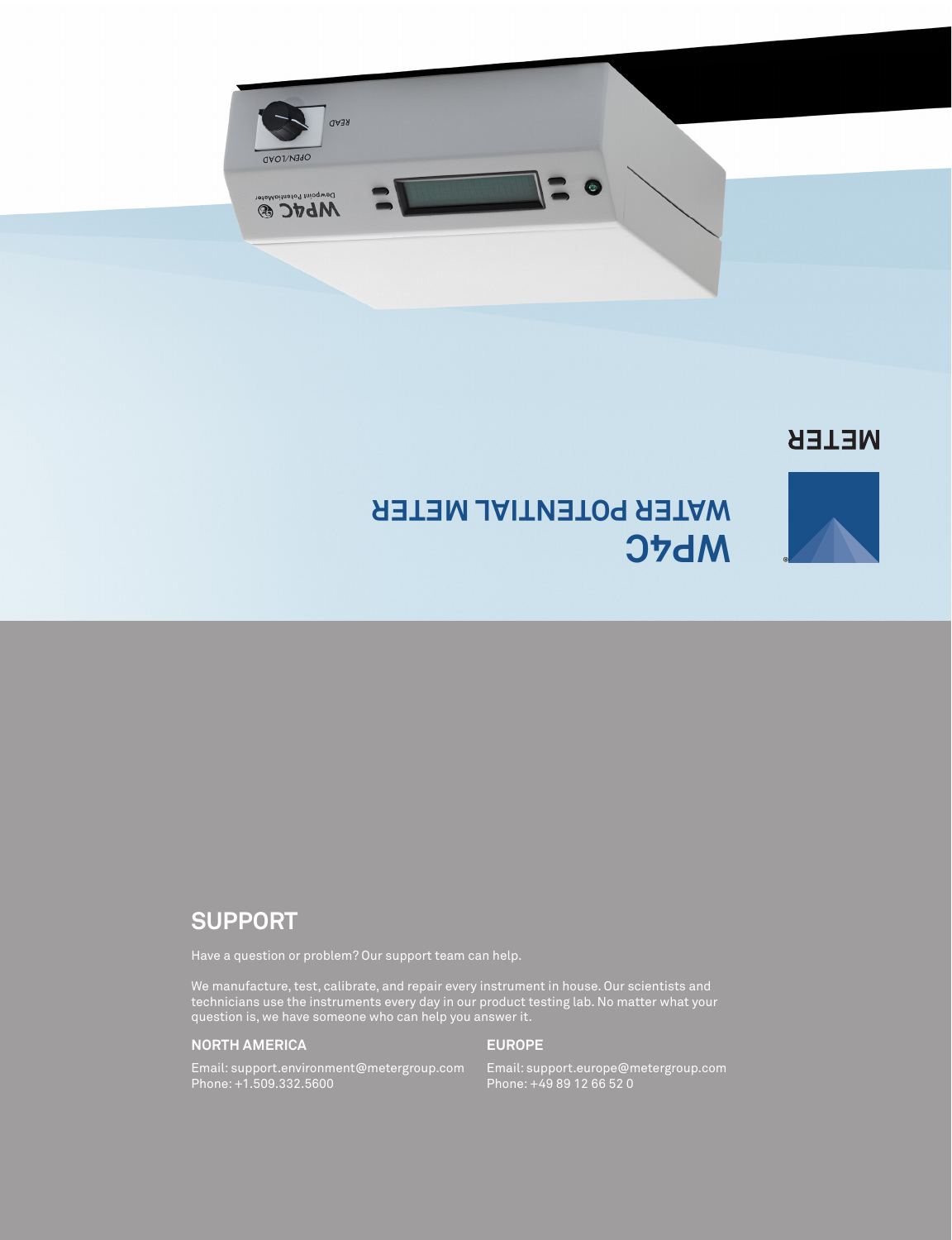# WP4C

## WATER POTENTIAL METER

METER

## SUPPORT

Have a question or problem? Our support team can help.

We manufacture, test, calibrate, and repair every instrument in house. Our scientists and technicians use the instruments every day in our product testing lab. No matter what your question is, we have someone who can help you answer it.

### NORTH AMERICA

Email: support.environment@metergroup.com
Phone: +1.509.332.5600

### EUROPE

Email: support.europe@metergroup.com
Phone: +49 89 12 66 52 0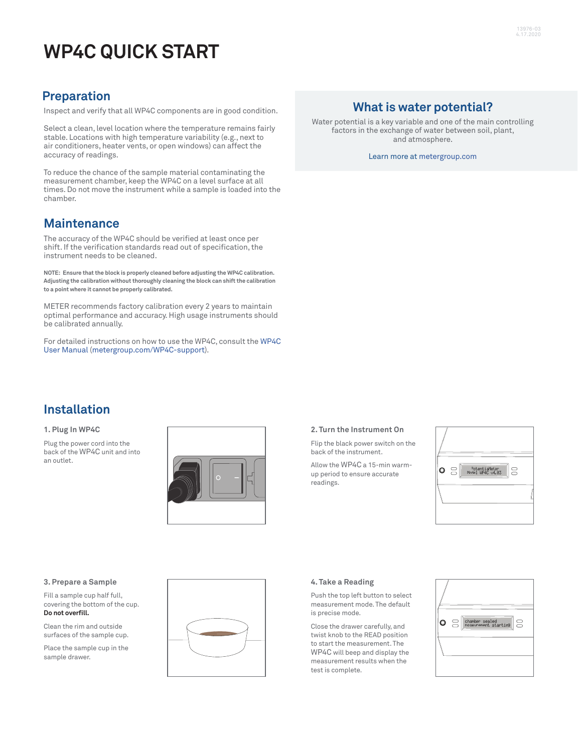# WP4C QUICK START

## Preparation

Inspect and verify that all WP4C components are in good condition.

Select a clean, level location where the temperature remains fairly stable. Locations with high temperature variability (e.g., next to air conditioners, heater vents, or open windows) can affect the accuracy of readings.

To reduce the chance of the sample material contaminating the measurement chamber, keep the WP4C on a level surface at all times. Do not move the instrument while a sample is loaded into the chamber.

## Maintenance

The accuracy of the WP4C should be verified at least once per shift. If the verification standards read out of specification, the instrument needs to be cleaned.

**NOTE: Ensure that the block is properly cleaned before adjusting the WP4C calibration. Adjusting the calibration without thoroughly cleaning the block can shift the calibration to a point where it cannot be properly calibrated.**

METER recommends factory calibration every 2 years to maintain optimal performance and accuracy. High usage instruments should be calibrated annually.

For detailed instructions on how to use the WP4C, consult the WP4C User Manual (metergroup.com/WP4C-support).

## What is water potential?

Water potential is a key variable and one of the main controlling factors in the exchange of water between soil, plant, and atmosphere.

Learn more at metergroup.com

## Installation

### 1. Plug In WP4C

Plug the power cord into the back of the WP4C unit and into an outlet.

### 2. Turn the Instrument On

Flip the black power switch on the back of the instrument.

Allow the WP4C a 15-min warm-up period to ensure accurate readings.

### 3. Prepare a Sample

Fill a sample cup half full, covering the bottom of the cup. **Do not overfill.**

Clean the rim and outside surfaces of the sample cup.

Place the sample cup in the sample drawer.

### 4. Take a Reading

Push the top left button to select measurement mode. The default is precise mode.

Close the drawer carefully, and twist knob to the READ position to start the measurement. The WP4C will beep and display the measurement results when the test is complete.